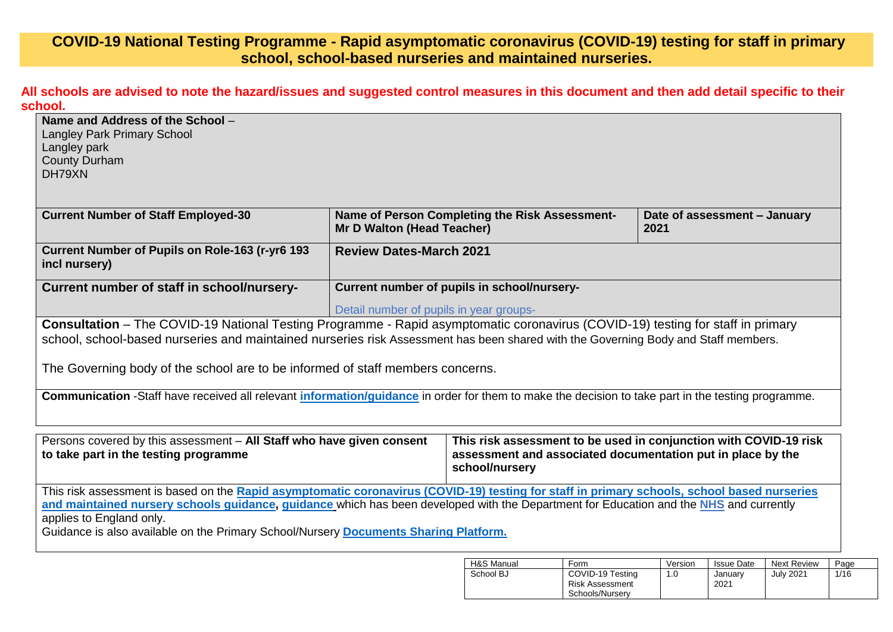# COVID-19 National Testing Programme - Rapid asymptomatic coronavirus (COVID-19) testing for staff in primary school, school-based nurseries and maintained nurseries.

**All schools are advised to note the hazard/issues and suggested control measures in this document and then add detail specific to their school.**

**Name and Address of the School** –
Langley Park Primary School
Langley park
County Durham
DH79XN

| **Current Number of Staff Employed-30** | **Name of Person Completing the Risk Assessment- Mr D Walton (Head Teacher)** | **Date of assessment – January 2021** |
|---|---|---|
| **Current Number of Pupils on Role-163 (r-yr6 193 incl nursery)** | **Review Dates-March 2021** | |
| **Current number of staff in school/nursery-** | **Current number of pupils in school/nursery-** <br> Detail number of pupils in year groups- | |

**Consultation** – The COVID-19 National Testing Programme - Rapid asymptomatic coronavirus (COVID-19) testing for staff in primary school, school-based nurseries and maintained nurseries risk Assessment has been shared with the Governing Body and Staff members.

The Governing body of the school are to be informed of staff members concerns.

**Communication** -Staff have received all relevant **information/guidance** in order for them to make the decision to take part in the testing programme.

| Persons covered by this assessment – **All Staff who have given consent to take part in the testing programme** | **This risk assessment to be used in conjunction with COVID-19 risk assessment and associated documentation put in place by the school/nursery** |
|---|---|

This risk assessment is based on the **Rapid asymptomatic coronavirus (COVID-19) testing for staff in primary schools, school based nurseries and maintained nursery schools guidance, guidance** which has been developed with the Department for Education and the **NHS** and currently applies to England only.
Guidance is also available on the Primary School/Nursery **Documents Sharing Platform.**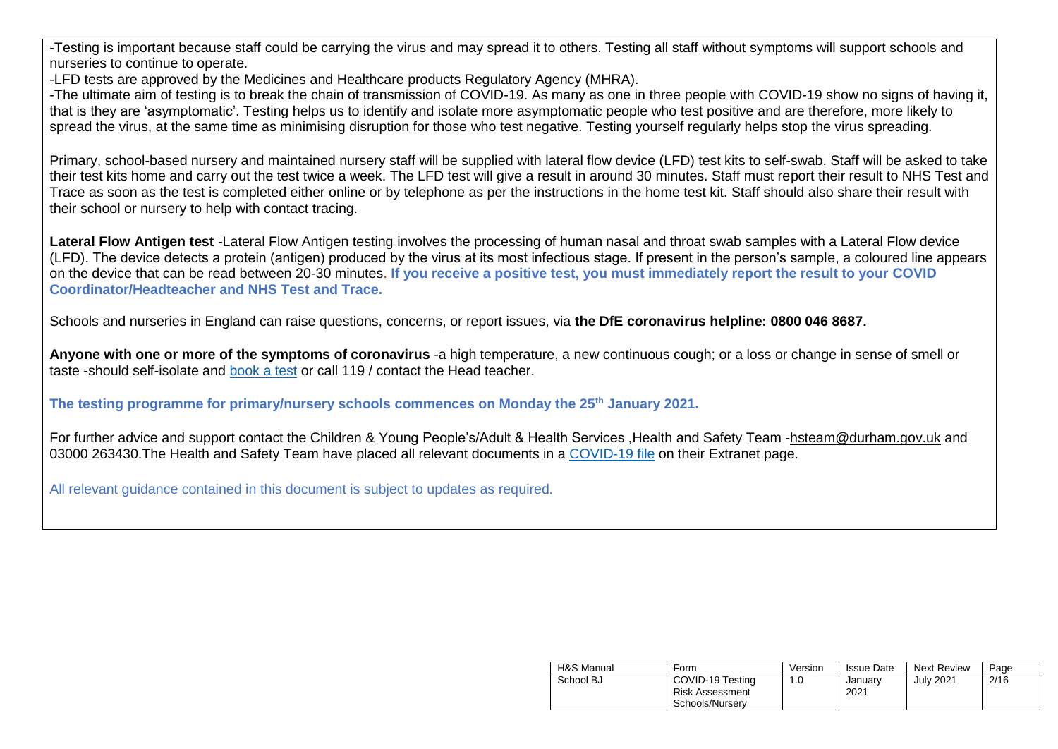-Testing is important because staff could be carrying the virus and may spread it to others. Testing all staff without symptoms will support schools and nurseries to continue to operate.

-LFD tests are approved by the Medicines and Healthcare products Regulatory Agency (MHRA).

-The ultimate aim of testing is to break the chain of transmission of COVID-19. As many as one in three people with COVID-19 show no signs of having it, that is they are 'asymptomatic'. Testing helps us to identify and isolate more asymptomatic people who test positive and are therefore, more likely to spread the virus, at the same time as minimising disruption for those who test negative. Testing yourself regularly helps stop the virus spreading.

Primary, school-based nursery and maintained nursery staff will be supplied with lateral flow device (LFD) test kits to self-swab. Staff will be asked to take their test kits home and carry out the test twice a week. The LFD test will give a result in around 30 minutes. Staff must report their result to NHS Test and Trace as soon as the test is completed either online or by telephone as per the instructions in the home test kit. Staff should also share their result with their school or nursery to help with contact tracing.

**Lateral Flow Antigen test** -Lateral Flow Antigen testing involves the processing of human nasal and throat swab samples with a Lateral Flow device (LFD). The device detects a protein (antigen) produced by the virus at its most infectious stage. If present in the person's sample, a coloured line appears on the device that can be read between 20-30 minutes. **If you receive a positive test, you must immediately report the result to your COVID Coordinator/Headteacher and NHS Test and Trace.**

Schools and nurseries in England can raise questions, concerns, or report issues, via **the DfE coronavirus helpline: 0800 046 8687.**

**Anyone with one or more of the symptoms of coronavirus** -a high temperature, a new continuous cough; or a loss or change in sense of smell or taste -should self-isolate and book a test or call 119 / contact the Head teacher.

**The testing programme for primary/nursery schools commences on Monday the 25th January 2021.**

For further advice and support contact the Children & Young People's/Adult & Health Services ,Health and Safety Team -hsteam@durham.gov.uk and 03000 263430.The Health and Safety Team have placed all relevant documents in a COVID-19 file on their Extranet page.

All relevant guidance contained in this document is subject to updates as required.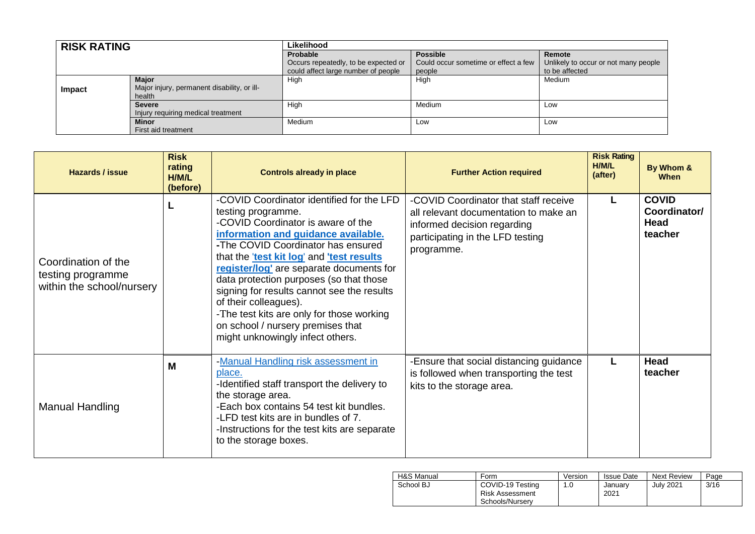| RISK RATING | | Likelihood | | |
|---|---|---|---|---|
| | | **Probable** Occurs repeatedly, to be expected or could affect large number of people | **Possible** Could occur sometime or effect a few people | **Remote** Unlikely to occur or not many people to be affected |
| **Impact** | **Major** Major injury, permanent disability, or ill-health | High | High | Medium |
| | **Severe** Injury requiring medical treatment | High | Medium | Low |
| | **Minor** First aid treatment | Medium | Low | Low |

| Hazards / issue | Risk rating H/M/L (before) | Controls already in place | Further Action required | Risk Rating H/M/L (after) | By Whom & When |
|---|---|---|---|---|---|
| Coordination of the testing programme within the school/nursery | L | -COVID Coordinator identified for the LFD testing programme.<br>-COVID Coordinator is aware of the **information and guidance available.**<br>-The COVID Coordinator has ensured that the '**test kit log**' and **'test results register/log'** are separate documents for data protection purposes (so that those signing for results cannot see the results of their colleagues).<br>-The test kits are only for those working on school / nursery premises that might unknowingly infect others. | -COVID Coordinator that staff receive all relevant documentation to make an informed decision regarding participating in the LFD testing programme. | L | **COVID Coordinator/ Head teacher** |
| Manual Handling | M | -Manual Handling risk assessment in place.<br>-Identified staff transport the delivery to the storage area.<br>-Each box contains 54 test kit bundles.<br>-LFD test kits are in bundles of 7.<br>-Instructions for the test kits are separate to the storage boxes. | -Ensure that social distancing guidance is followed when transporting the test kits to the storage area. | L | **Head teacher** |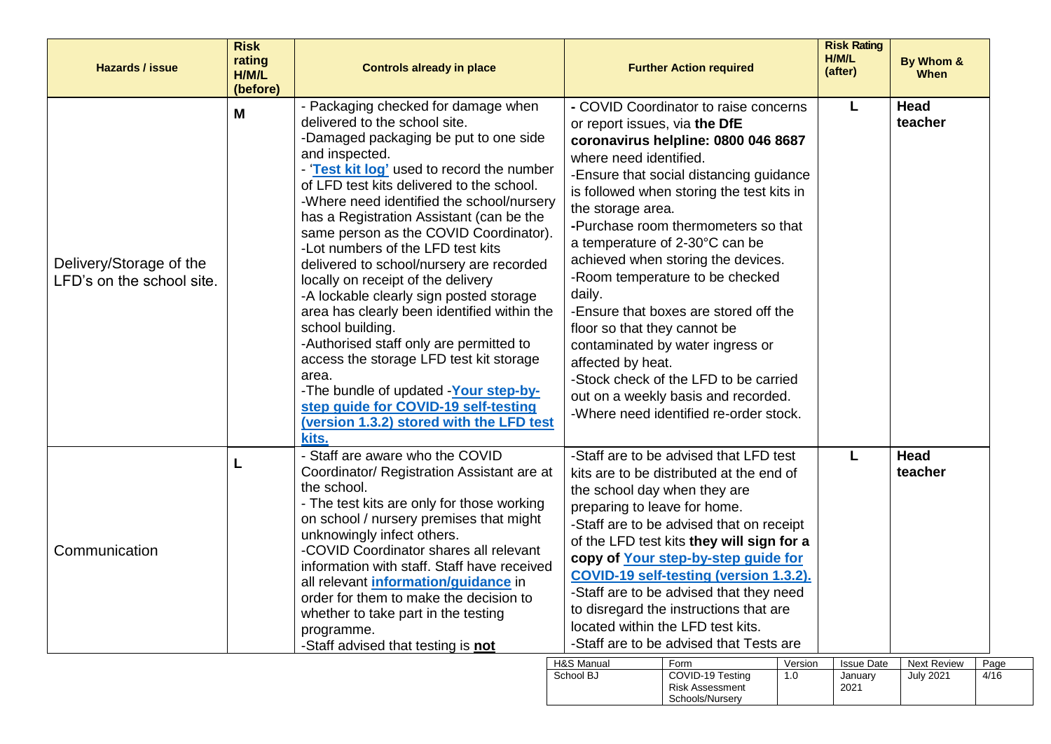| Hazards / issue | Risk rating H/M/L (before) | Controls already in place | Further Action required | Risk Rating H/M/L (after) | By Whom & When |
|---|---|---|---|---|---|
| Delivery/Storage of the LFD's on the school site. | M | - Packaging checked for damage when delivered to the school site.<br>-Damaged packaging be put to one side and inspected.<br>- '**Test kit log'** used to record the number of LFD test kits delivered to the school.<br>-Where need identified the school/nursery has a Registration Assistant (can be the same person as the COVID Coordinator).<br>-Lot numbers of the LFD test kits delivered to school/nursery are recorded locally on receipt of the delivery<br>-A lockable clearly sign posted storage area has clearly been identified within the school building.<br>-Authorised staff only are permitted to access the storage LFD test kit storage area.<br>-The bundle of updated -**Your step-by-step guide for COVID-19 self-testing (version 1.3.2) stored with the LFD test kits.** | - COVID Coordinator to raise concerns or report issues, via **the DfE coronavirus helpline: 0800 046 8687** where need identified.<br>-Ensure that social distancing guidance is followed when storing the test kits in the storage area.<br>-Purchase room thermometers so that a temperature of 2-30°C can be achieved when storing the devices.<br>-Room temperature to be checked daily.<br>-Ensure that boxes are stored off the floor so that they cannot be contaminated by water ingress or affected by heat.<br>-Stock check of the LFD to be carried out on a weekly basis and recorded.<br>-Where need identified re-order stock. | L | **Head teacher** |
| Communication | L | - Staff are aware who the COVID Coordinator/ Registration Assistant are at the school.<br>- The test kits are only for those working on school / nursery premises that might unknowingly infect others.<br>-COVID Coordinator shares all relevant information with staff. Staff have received all relevant **information/guidance** in order for them to make the decision to whether to take part in the testing programme.<br>-Staff advised that testing is **not** | -Staff are to be advised that LFD test kits are to be distributed at the end of the school day when they are preparing to leave for home.<br>-Staff are to be advised that on receipt of the LFD test kits **they will sign for a copy of Your step-by-step guide for COVID-19 self-testing (version 1.3.2).**<br>-Staff are to be advised that they need to disregard the instructions that are located within the LFD test kits.<br>-Staff are to be advised that Tests are | L | **Head teacher** |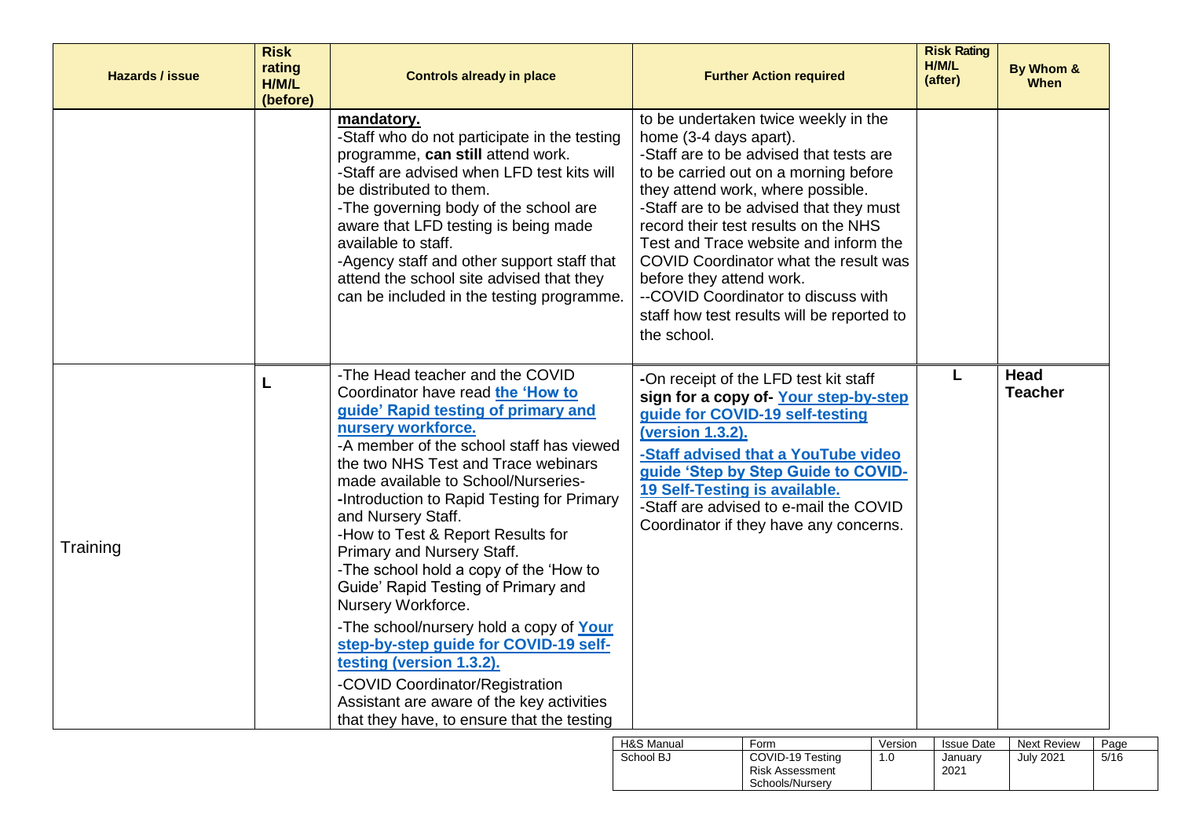| Hazards / issue | Risk rating H/M/L (before) | Controls already in place | Further Action required | Risk Rating H/M/L (after) | By Whom & When |
|---|---|---|---|---|---|
| | | **mandatory.**<br>-Staff who do not participate in the testing programme, **can still** attend work.<br>-Staff are advised when LFD test kits will be distributed to them.<br>-The governing body of the school are aware that LFD testing is being made available to staff.<br>-Agency staff and other support staff that attend the school site advised that they can be included in the testing programme. | to be undertaken twice weekly in the home (3-4 days apart).<br>-Staff are to be advised that tests are to be carried out on a morning before they attend work, where possible.<br>-Staff are to be advised that they must record their test results on the NHS Test and Trace website and inform the COVID Coordinator what the result was before they attend work.<br>--COVID Coordinator to discuss with staff how test results will be reported to the school. | | |
| Training | L | -The Head teacher and the COVID Coordinator have read **the 'How to guide' Rapid testing of primary and nursery workforce.**<br>-A member of the school staff has viewed the two NHS Test and Trace webinars made available to School/Nurseries-<br>-Introduction to Rapid Testing for Primary and Nursery Staff.<br>-How to Test & Report Results for Primary and Nursery Staff.<br>-The school hold a copy of the 'How to Guide' Rapid Testing of Primary and Nursery Workforce.<br>-The school/nursery hold a copy of **Your step-by-step guide for COVID-19 self-testing (version 1.3.2).**<br>-COVID Coordinator/Registration Assistant are aware of the key activities that they have, to ensure that the testing | **-**On receipt of the LFD test kit staff **sign for a copy of- Your step-by-step guide for COVID-19 self-testing (version 1.3.2).**<br>**-Staff advised that a YouTube video guide 'Step by Step Guide to COVID-19 Self-Testing is available.**<br>-Staff are advised to e-mail the COVID Coordinator if they have any concerns. | L | **Head Teacher** |

| H&S Manual | Form | Version | Issue Date | Next Review | Page |
|---|---|---|---|---|---|
| School BJ | COVID-19 Testing Risk Assessment Schools/Nursery | 1.0 | January 2021 | July 2021 | 5/16 |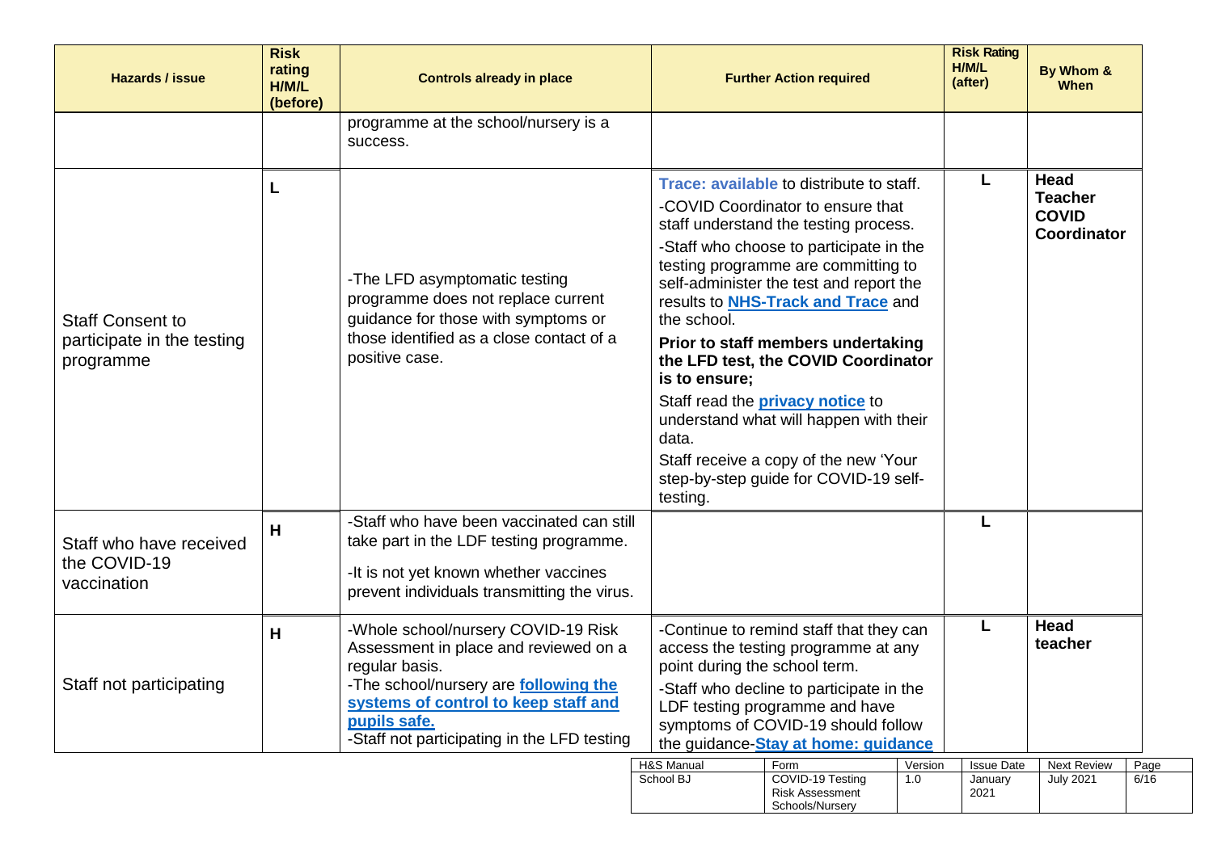| Hazards / issue | Risk rating H/M/L (before) | Controls already in place | Further Action required | Risk Rating H/M/L (after) | By Whom & When |
|---|---|---|---|---|---|
| | | programme at the school/nursery is a success. | | | |
| Staff Consent to participate in the testing programme | L | -The LFD asymptomatic testing programme does not replace current guidance for those with symptoms or those identified as a close contact of a positive case. | **Trace: available** to distribute to staff.<br>-COVID Coordinator to ensure that staff understand the testing process.<br>-Staff who choose to participate in the testing programme are committing to self-administer the test and report the results to **NHS-Track and Trace** and the school.<br>**Prior to staff members undertaking the LFD test, the COVID Coordinator is to ensure;**<br>Staff read the **privacy notice** to understand what will happen with their data.<br>Staff receive a copy of the new 'Your step-by-step guide for COVID-19 self-testing. | L | **Head Teacher COVID Coordinator** |
| Staff who have received the COVID-19 vaccination | H | -Staff who have been vaccinated can still take part in the LDF testing programme.<br>-It is not yet known whether vaccines prevent individuals transmitting the virus. | | L | |
| Staff not participating | H | -Whole school/nursery COVID-19 Risk Assessment in place and reviewed on a regular basis.<br>-The school/nursery are **following the systems of control to keep staff and pupils safe.**<br>-Staff not participating in the LFD testing | -Continue to remind staff that they can access the testing programme at any point during the school term.<br>-Staff who decline to participate in the LDF testing programme and have symptoms of COVID-19 should follow the guidance-**Stay at home: guidance** | L | **Head teacher** |

| H&S Manual | Form | Version | Issue Date | Next Review | Page |
|---|---|---|---|---|---|
| School BJ | COVID-19 Testing Risk Assessment Schools/Nursery | 1.0 | January 2021 | July 2021 | 6/16 |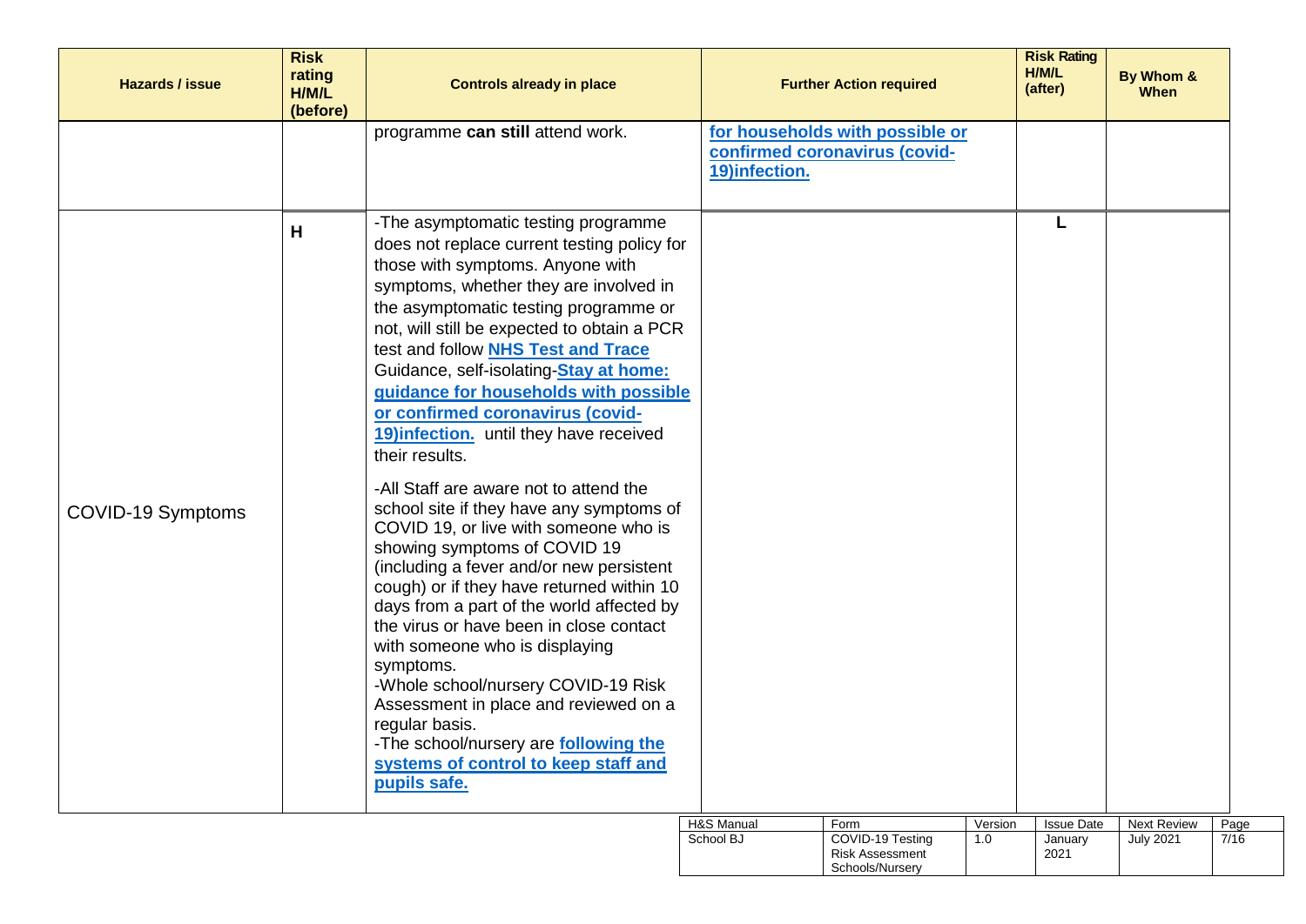| Hazards / issue | Risk rating H/M/L (before) | Controls already in place | Further Action required | Risk Rating H/M/L (after) | By Whom & When |
|---|---|---|---|---|---|
| | | programme **can still** attend work. | **for households with possible or confirmed coronavirus (covid-19)infection.** | | |
| COVID-19 Symptoms | H | -The asymptomatic testing programme does not replace current testing policy for those with symptoms. Anyone with symptoms, whether they are involved in the asymptomatic testing programme or not, will still be expected to obtain a PCR test and follow **NHS Test and Trace** Guidance, self-isolating-**Stay at home: guidance for households with possible or confirmed coronavirus (covid-19)infection.** until they have received their results.<br><br>-All Staff are aware not to attend the school site if they have any symptoms of COVID 19, or live with someone who is showing symptoms of COVID 19 (including a fever and/or new persistent cough) or if they have returned within 10 days from a part of the world affected by the virus or have been in close contact with someone who is displaying symptoms.<br>-Whole school/nursery COVID-19 Risk Assessment in place and reviewed on a regular basis.<br>-The school/nursery are **following the systems of control to keep staff and pupils safe.** | | L | |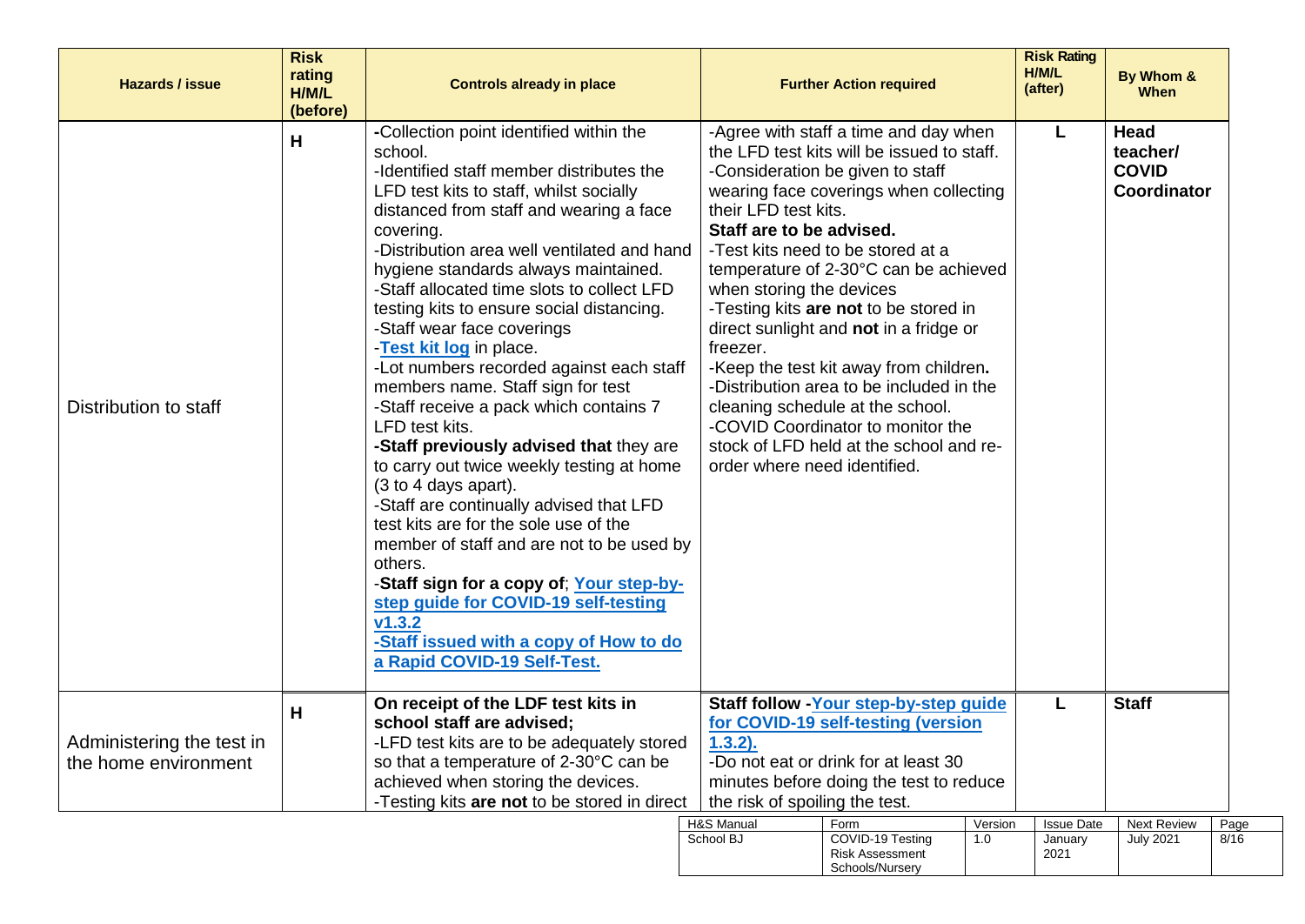| Hazards / issue | Risk rating H/M/L (before) | Controls already in place | Further Action required | Risk Rating H/M/L (after) | By Whom & When |
|---|---|---|---|---|---|
| Distribution to staff | **H** | -Collection point identified within the school.<br>-Identified staff member distributes the LFD test kits to staff, whilst socially distanced from staff and wearing a face covering.<br>-Distribution area well ventilated and hand hygiene standards always maintained.<br>-Staff allocated time slots to collect LFD testing kits to ensure social distancing.<br>-Staff wear face coverings<br>-**Test kit log** in place.<br>-Lot numbers recorded against each staff members name. Staff sign for test<br>-Staff receive a pack which contains 7 LFD test kits.<br>**-Staff previously advised that** they are to carry out twice weekly testing at home (3 to 4 days apart).<br>-Staff are continually advised that LFD test kits are for the sole use of the member of staff and are not to be used by others.<br>-**Staff sign for a copy of**; **Your step-by-step guide for COVID-19 self-testing v1.3.2**<br>**-Staff issued with a copy of How to do a Rapid COVID-19 Self-Test.** | -Agree with staff a time and day when the LFD test kits will be issued to staff.<br>-Consideration be given to staff wearing face coverings when collecting their LFD test kits.<br>**Staff are to be advised.**<br>-Test kits need to be stored at a temperature of 2-30°C can be achieved when storing the devices<br>-Testing kits **are not** to be stored in direct sunlight and **not** in a fridge or freezer.<br>-Keep the test kit away from children**.**<br>-Distribution area to be included in the cleaning schedule at the school.<br>-COVID Coordinator to monitor the stock of LFD held at the school and re-order where need identified. | **L** | **Head teacher/ COVID Coordinator** |
| Administering the test in the home environment | **H** | **On receipt of the LDF test kits in school staff are advised;**<br>-LFD test kits are to be adequately stored so that a temperature of 2-30°C can be achieved when storing the devices.<br>-Testing kits **are not** to be stored in direct | **Staff follow -Your step-by-step guide for COVID-19 self-testing (version 1.3.2).**<br>-Do not eat or drink for at least 30 minutes before doing the test to reduce the risk of spoiling the test. | **L** | **Staff** |

| H&S Manual | Form | Version | Issue Date | Next Review |
|---|---|---|---|---|
| School BJ | COVID-19 Testing Risk Assessment Schools/Nursery | 1.0 | January 2021 | July 2021 |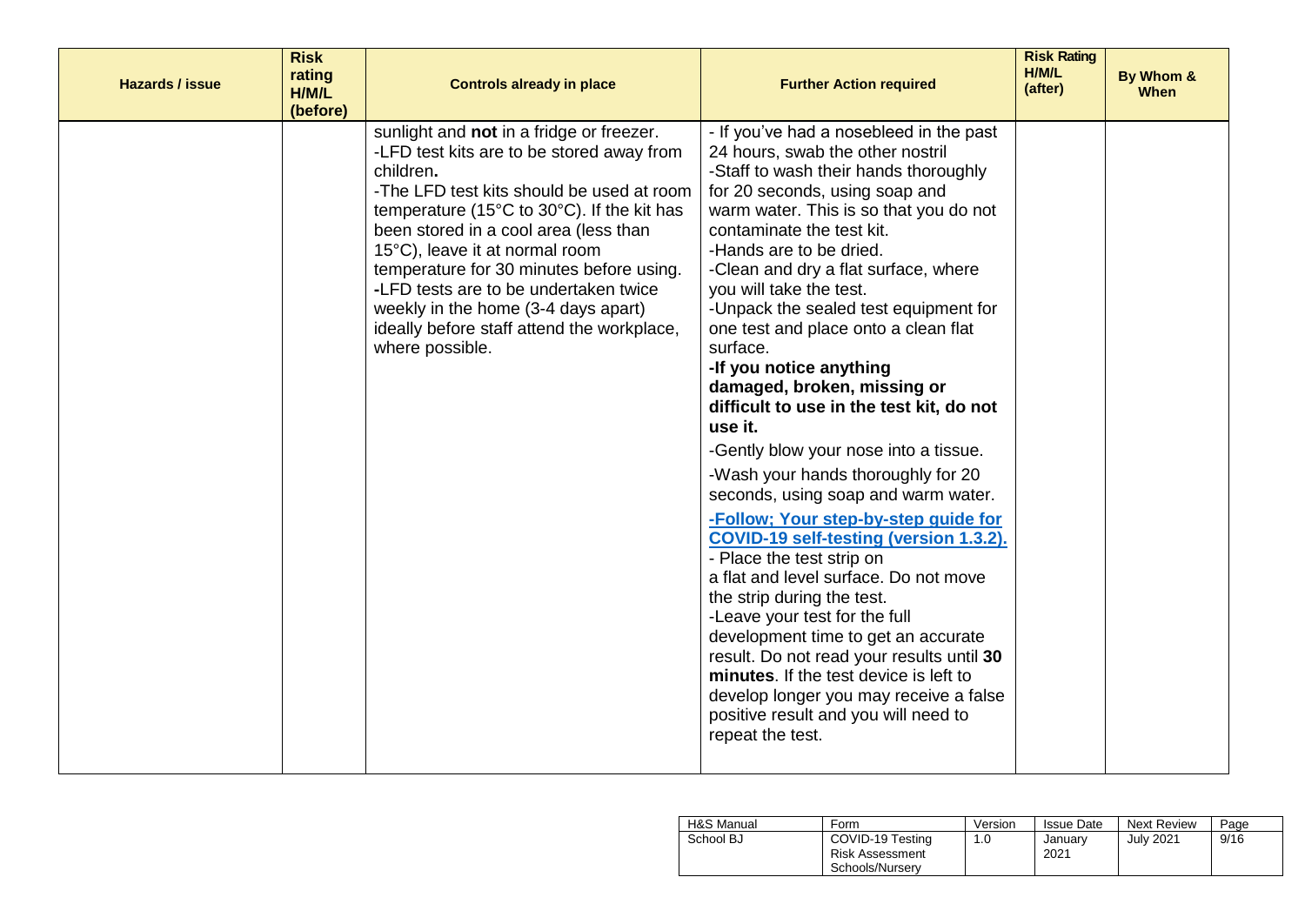| Hazards / issue | Risk rating H/M/L (before) | Controls already in place | Further Action required | Risk Rating H/M/L (after) | By Whom & When |
|---|---|---|---|---|---|
| | | sunlight and **not** in a fridge or freezer.<br>-LFD test kits are to be stored away from children**.**<br>-The LFD test kits should be used at room temperature (15°C to 30°C). If the kit has been stored in a cool area (less than 15°C), leave it at normal room temperature for 30 minutes before using.<br>**-**LFD tests are to be undertaken twice weekly in the home (3-4 days apart) ideally before staff attend the workplace, where possible. | - If you've had a nosebleed in the past 24 hours, swab the other nostril<br>-Staff to wash their hands thoroughly for 20 seconds, using soap and warm water. This is so that you do not contaminate the test kit.<br>-Hands are to be dried.<br>-Clean and dry a flat surface, where you will take the test.<br>-Unpack the sealed test equipment for one test and place onto a clean flat surface.<br>**-If you notice anything damaged, broken, missing or difficult to use in the test kit, do not use it.**<br>-Gently blow your nose into a tissue.<br>-Wash your hands thoroughly for 20 seconds, using soap and warm water.<br>**-Follow; Your step-by-step guide for COVID-19 self-testing (version 1.3.2).**<br>- Place the test strip on a flat and level surface. Do not move the strip during the test.<br>-Leave your test for the full development time to get an accurate result. Do not read your results until **30 minutes**. If the test device is left to develop longer you may receive a false positive result and you will need to repeat the test. | | |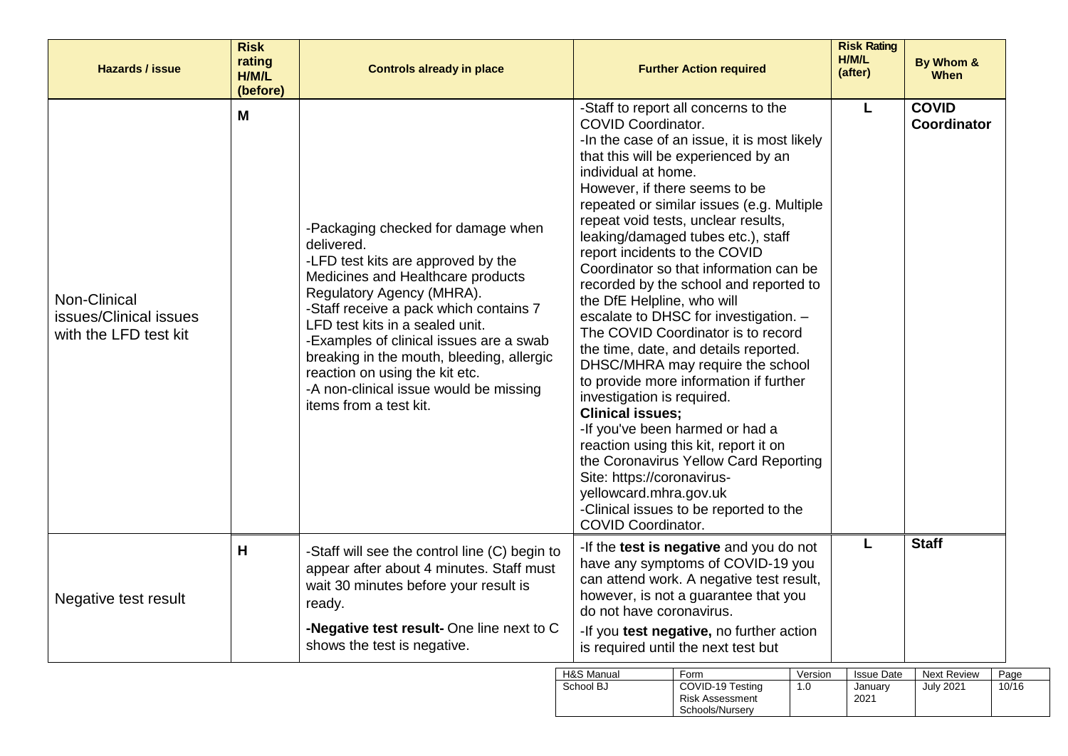| Hazards / issue | Risk rating H/M/L (before) | Controls already in place | Further Action required | Risk Rating H/M/L (after) | By Whom & When |
|---|---|---|---|---|---|
| Non-Clinical issues/Clinical issues with the LFD test kit | **M** | -Packaging checked for damage when delivered.<br>-LFD test kits are approved by the Medicines and Healthcare products Regulatory Agency (MHRA).<br>-Staff receive a pack which contains 7 LFD test kits in a sealed unit.<br>-Examples of clinical issues are a swab breaking in the mouth, bleeding, allergic reaction on using the kit etc.<br>-A non-clinical issue would be missing items from a test kit. | -Staff to report all concerns to the COVID Coordinator.<br>-In the case of an issue, it is most likely that this will be experienced by an individual at home.<br>However, if there seems to be repeated or similar issues (e.g. Multiple repeat void tests, unclear results, leaking/damaged tubes etc.), staff report incidents to the COVID Coordinator so that information can be recorded by the school and reported to the DfE Helpline, who will escalate to DHSC for investigation. – The COVID Coordinator is to record the time, date, and details reported. DHSC/MHRA may require the school to provide more information if further investigation is required.<br>**Clinical issues;**<br>-If you've been harmed or had a reaction using this kit, report it on the Coronavirus Yellow Card Reporting Site: https://coronavirus-yellowcard.mhra.gov.uk<br>-Clinical issues to be reported to the COVID Coordinator. | **L** | **COVID Coordinator** |
| Negative test result | **H** | -Staff will see the control line (C) begin to appear after about 4 minutes. Staff must wait 30 minutes before your result is ready.<br>**-Negative test result-** One line next to C shows the test is negative. | -If the **test is negative** and you do not have any symptoms of COVID-19 you can attend work. A negative test result, however, is not a guarantee that you do not have coronavirus.<br>-If you **test negative,** no further action is required until the next test but | **L** | **Staff** |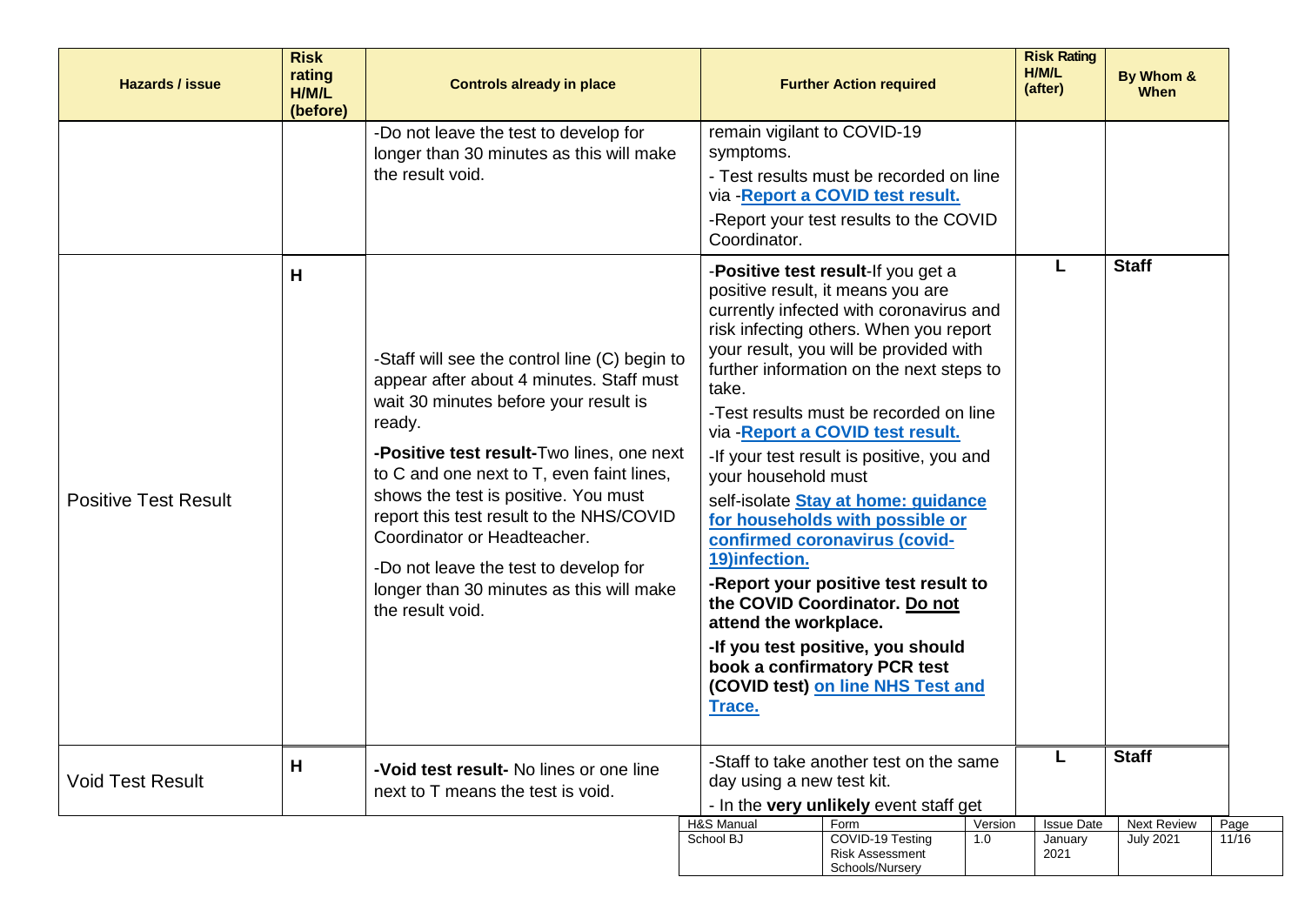| Hazards / issue | Risk rating H/M/L (before) | Controls already in place | Further Action required | Risk Rating H/M/L (after) | By Whom & When |
|---|---|---|---|---|---|
| | | -Do not leave the test to develop for longer than 30 minutes as this will make the result void. | remain vigilant to COVID-19 symptoms.<br>- Test results must be recorded on line via -**Report a COVID test result.**<br>-Report your test results to the COVID Coordinator. | | |
| Positive Test Result | H | -Staff will see the control line (C) begin to appear after about 4 minutes. Staff must wait 30 minutes before your result is ready.<br>**-Positive test result-**Two lines, one next to C and one next to T, even faint lines, shows the test is positive. You must report this test result to the NHS/COVID Coordinator or Headteacher.<br>-Do not leave the test to develop for longer than 30 minutes as this will make the result void. | -**Positive test result**-If you get a positive result, it means you are currently infected with coronavirus and risk infecting others. When you report your result, you will be provided with further information on the next steps to take.<br>-Test results must be recorded on line via -**Report a COVID test result.**<br>-If your test result is positive, you and your household must self-isolate **Stay at home: guidance for households with possible or confirmed coronavirus (covid-19)infection.**<br>**-Report your positive test result to the COVID Coordinator. Do not attend the workplace.**<br>**-If you test positive, you should book a confirmatory PCR test (COVID test) on line NHS Test and Trace.** | L | **Staff** |
| Void Test Result | H | **-Void test result-** No lines or one line next to T means the test is void. | -Staff to take another test on the same day using a new test kit.<br>- In the **very unlikely** event staff get | L | **Staff** |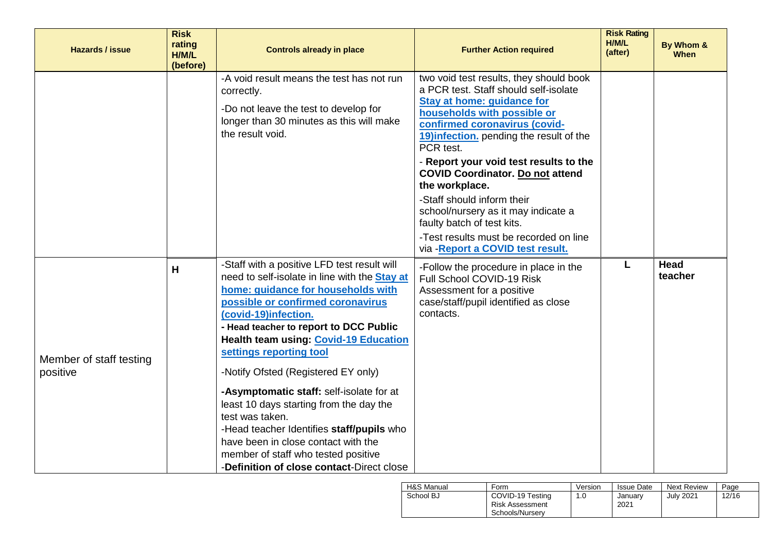| Hazards / issue | Risk rating H/M/L (before) | Controls already in place | Further Action required | Risk Rating H/M/L (after) | By Whom & When |
|---|---|---|---|---|---|
| | | -A void result means the test has not run correctly.<br><br>-Do not leave the test to develop for longer than 30 minutes as this will make the result void. | two void test results, they should book a PCR test. Staff should self-isolate **Stay at home: guidance for households with possible or confirmed coronavirus (covid-19)infection.** pending the result of the PCR test.<br><br>- **Report your void test results to the COVID Coordinator. Do not attend the workplace.**<br><br>-Staff should inform their school/nursery as it may indicate a faulty batch of test kits.<br><br>-Test results must be recorded on line via -**Report a COVID test result.** | | |
| Member of staff testing positive | **H** | -Staff with a positive LFD test result will need to self-isolate in line with the **Stay at home: guidance for households with possible or confirmed coronavirus (covid-19)infection.**<br>**- Head teacher to report to DCC Public Health team using: Covid-19 Education settings reporting tool**<br><br>-Notify Ofsted (Registered EY only)<br><br>**-Asymptomatic staff:** self-isolate for at least 10 days starting from the day the test was taken.<br>-Head teacher Identifies **staff/pupils** who have been in close contact with the member of staff who tested positive<br>-**Definition of close contact**-Direct close | -Follow the procedure in place in the Full School COVID-19 Risk Assessment for a positive case/staff/pupil identified as close contacts. | **L** | **Head teacher** |

| H&S Manual | Form | Version | Issue Date | Next Review | Page |
|---|---|---|---|---|---|
| School BJ | COVID-19 Testing Risk Assessment Schools/Nursery | 1.0 | January 2021 | July 2021 | 12/16 |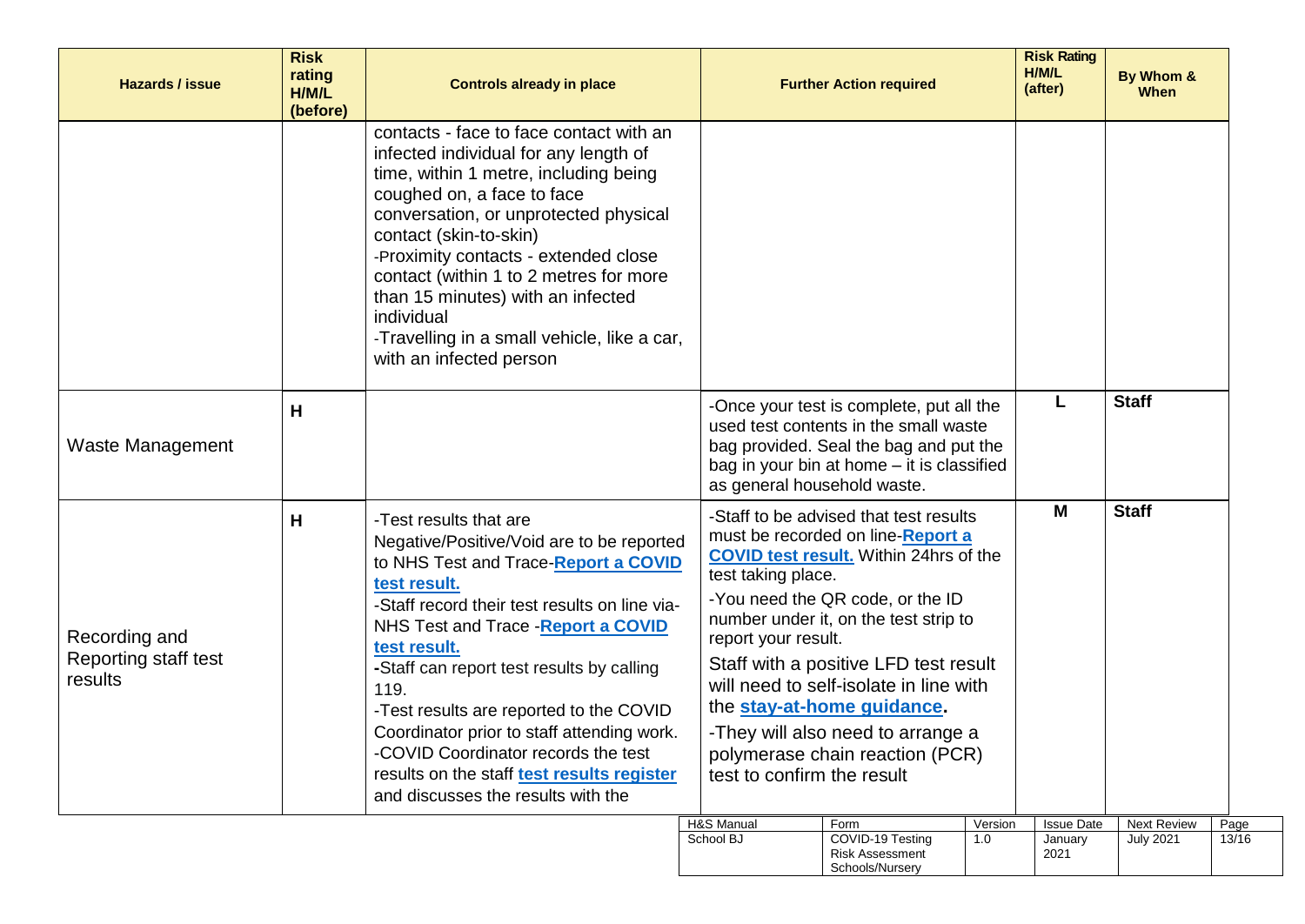| Hazards / issue | Risk rating H/M/L (before) | Controls already in place | Further Action required | Risk Rating H/M/L (after) | By Whom & When |
|---|---|---|---|---|---|
| | | contacts - face to face contact with an infected individual for any length of time, within 1 metre, including being coughed on, a face to face conversation, or unprotected physical contact (skin-to-skin)<br>-Proximity contacts - extended close contact (within 1 to 2 metres for more than 15 minutes) with an infected individual<br>-Travelling in a small vehicle, like a car, with an infected person | | | |
| Waste Management | H | | -Once your test is complete, put all the used test contents in the small waste bag provided. Seal the bag and put the bag in your bin at home – it is classified as general household waste. | L | Staff |
| Recording and Reporting staff test results | H | -Test results that are Negative/Positive/Void are to be reported to NHS Test and Trace-**Report a COVID test result.**<br>-Staff record their test results on line via-NHS Test and Trace -**Report a COVID test result.**<br>**-**Staff can report test results by calling 119.<br>-Test results are reported to the COVID Coordinator prior to staff attending work.<br>-COVID Coordinator records the test results on the staff **test results register** and discusses the results with the | -Staff to be advised that test results must be recorded on line-**Report a COVID test result.** Within 24hrs of the test taking place.<br>-You need the QR code, or the ID number under it, on the test strip to report your result.<br>Staff with a positive LFD test result will need to self-isolate in line with the **stay-at-home guidance.**<br>-They will also need to arrange a polymerase chain reaction (PCR) test to confirm the result | M | Staff |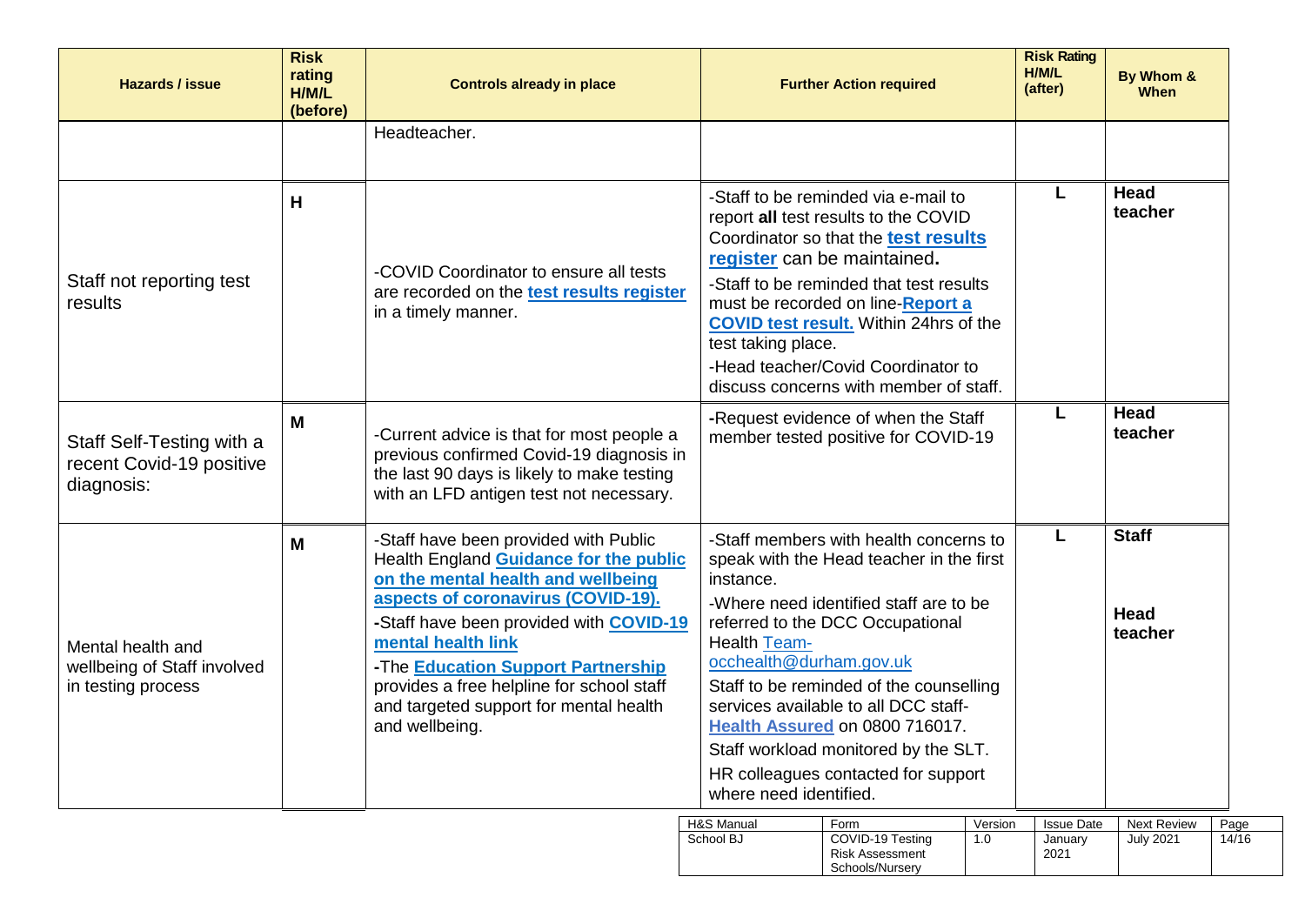| Hazards / issue | Risk rating H/M/L (before) | Controls already in place | Further Action required | Risk Rating H/M/L (after) | By Whom & When |
|---|---|---|---|---|---|
| | | Headteacher. | | | |
| Staff not reporting test results | **H** | -COVID Coordinator to ensure all tests are recorded on the **test results register** in a timely manner. | -Staff to be reminded via e-mail to report **all** test results to the COVID Coordinator so that the **test results register** can be maintained**.**<br>-Staff to be reminded that test results must be recorded on line-**Report a COVID test result.** Within 24hrs of the test taking place.<br>-Head teacher/Covid Coordinator to discuss concerns with member of staff. | **L** | **Head teacher** |
| Staff Self-Testing with a recent Covid-19 positive diagnosis: | **M** | -Current advice is that for most people a previous confirmed Covid-19 diagnosis in the last 90 days is likely to make testing with an LFD antigen test not necessary. | **-**Request evidence of when the Staff member tested positive for COVID-19 | **L** | **Head teacher** |
| Mental health and wellbeing of Staff involved in testing process | **M** | -Staff have been provided with Public Health England **Guidance for the public on the mental health and wellbeing aspects of coronavirus (COVID-19).**<br>**-**Staff have been provided with **COVID-19 mental health link**<br>**-**The **Education Support Partnership** provides a free helpline for school staff and targeted support for mental health and wellbeing. | -Staff members with health concerns to speak with the Head teacher in the first instance.<br>-Where need identified staff are to be referred to the DCC Occupational Health Team-occhealth@durham.gov.uk<br>Staff to be reminded of the counselling services available to all DCC staff- **Health Assured** on 0800 716017.<br>Staff workload monitored by the SLT.<br>HR colleagues contacted for support where need identified. | **L** | **Staff**<br><br>**Head teacher** |

| H&S Manual | Form | Version | Issue Date | Next Review | Page |
|---|---|---|---|---|---|
| School BJ | COVID-19 Testing Risk Assessment Schools/Nursery | 1.0 | January 2021 | July 2021 | 14/16 |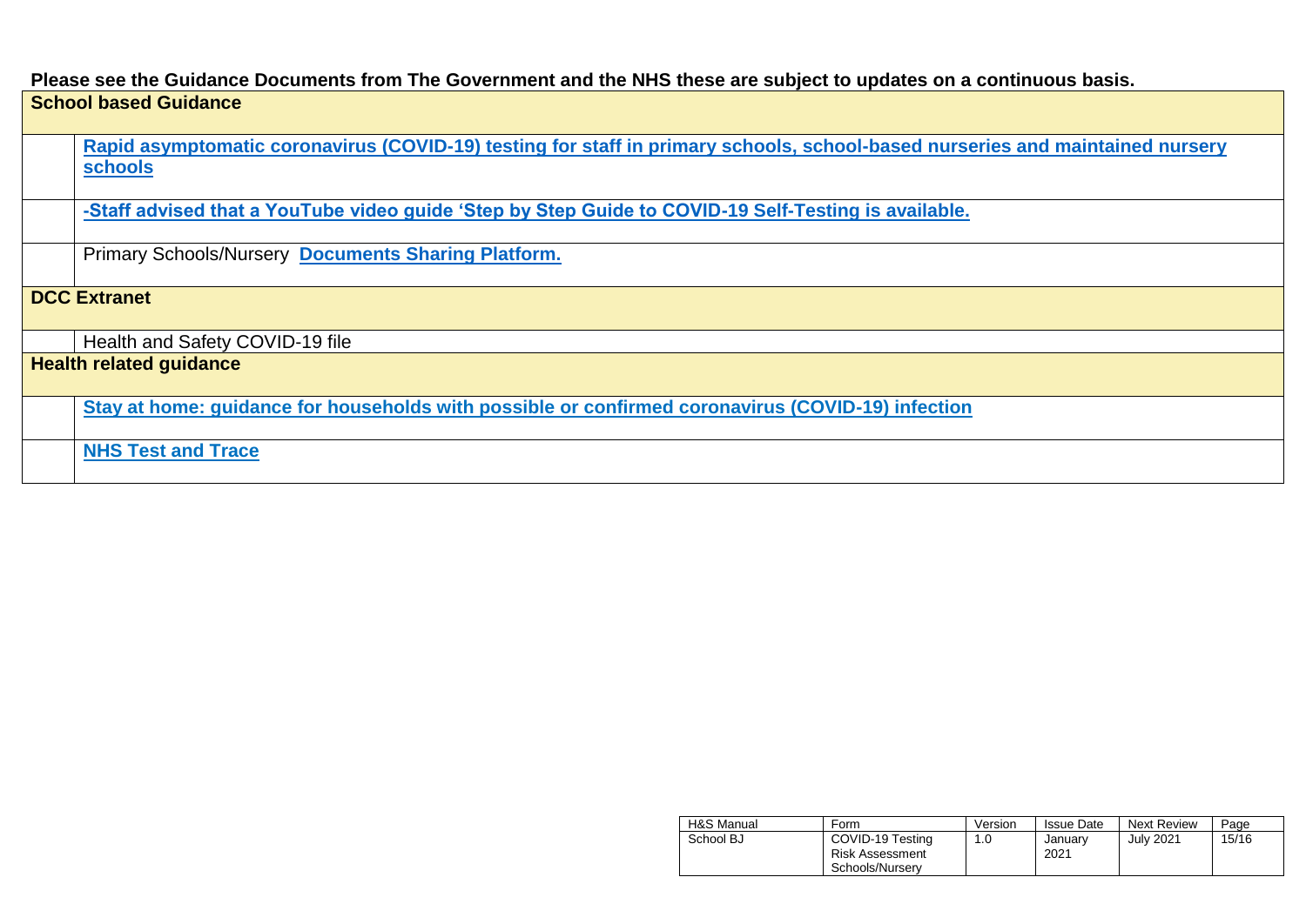**Please see the Guidance Documents from The Government and the NHS these are subject to updates on a continuous basis.**

| | |
|---|---|
| **School based Guidance** | |
| | **Rapid asymptomatic coronavirus (COVID-19) testing for staff in primary schools, school-based nurseries and maintained nursery schools** |
| | **-Staff advised that a YouTube video guide 'Step by Step Guide to COVID-19 Self-Testing is available.** |
| | Primary Schools/Nursery **Documents Sharing Platform.** |
| **DCC Extranet** | |
| | Health and Safety COVID-19 file |
| **Health related guidance** | |
| | **Stay at home: guidance for households with possible or confirmed coronavirus (COVID-19) infection** |
| | **NHS Test and Trace** |

| H&S Manual | Form | Version | Issue Date | Next Review |
|---|---|---|---|---|
| School BJ | COVID-19 Testing Risk Assessment Schools/Nursery | 1.0 | January 2021 | July 2021 |